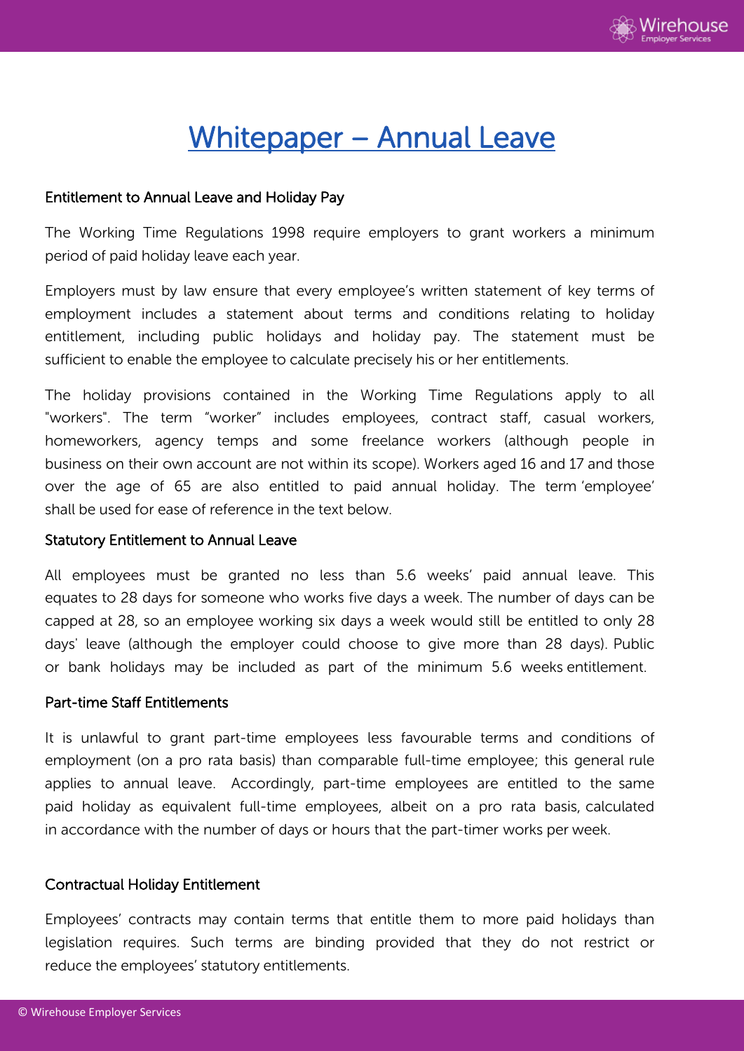# Whitepaper – Annual Leave

## Entitlement to Annual Leave and Holiday Pay

The Working Time Regulations 1998 require employers to grant workers a minimum period of paid holiday leave each year.

Employers must by law ensure that every employee's written statement of key terms of employment includes a statement about terms and conditions relating to holiday entitlement, including public holidays and holiday pay. The statement must be sufficient to enable the employee to calculate precisely his or her entitlements.

The holiday provisions contained in the Working Time Regulations apply to all "workers". The term "worker" includes employees, contract staff, casual workers, homeworkers, agency temps and some freelance workers (although people in business on their own account are not within its scope). Workers aged 16 and 17 and those over the age of 65 are also entitled to paid annual holiday. The term 'employee' shall be used for ease of reference in the text below.

## Statutory Entitlement to Annual Leave

All employees must be granted no less than 5.6 weeks' paid annual leave. This equates to 28 days for someone who works five days a week. The number of days can be capped at 28, so an employee working six days a week would still be entitled to only 28 days' leave (although the employer could choose to give more than 28 days). Public or bank holidays may be included as part of the minimum 5.6 weeks entitlement.

## Part-time Staff Entitlements

It is unlawful to grant part-time employees less favourable terms and conditions of employment (on a pro rata basis) than comparable full-time employee; this general rule applies to annual leave. Accordingly, part-time employees are entitled to the same paid holiday as equivalent full-time employees, albeit on a pro rata basis, calculated in accordance with the number of days or hours that the part-timer works per week.

## Contractual Holiday Entitlement

Employees' contracts may contain terms that entitle them to more paid holidays than legislation requires. Such terms are binding provided that they do not restrict or reduce the employees' statutory entitlements.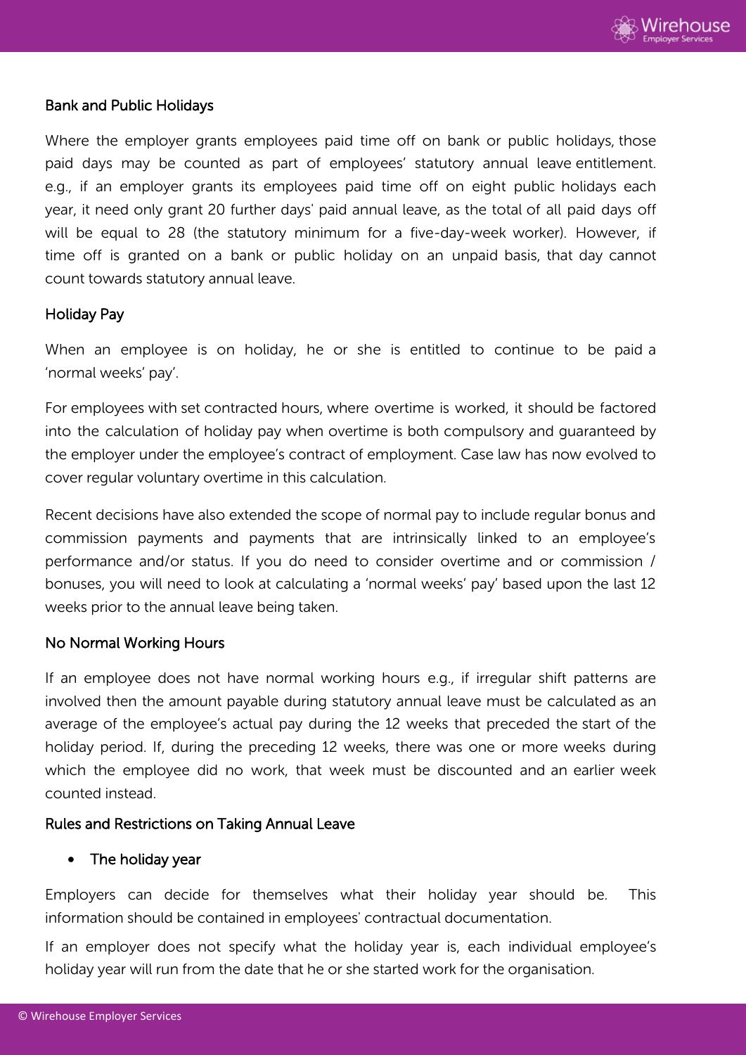### Bank and Public Holidays

Where the employer grants employees paid time off on bank or public holidays, those paid days may be counted as part of employees' statutory annual leave entitlement. e.g., if an employer grants its employees paid time off on eight public holidays each year, it need only grant 20 further days' paid annual leave, as the total of all paid days off will be equal to 28 (the statutory minimum for a five-day-week worker). However, if time off is granted on a bank or public holiday on an unpaid basis, that day cannot count towards statutory annual leave.

### Holiday Pay

When an employee is on holiday, he or she is entitled to continue to be paid a 'normal weeks' pay'.

For employees with set contracted hours, where overtime is worked, it should be factored into the calculation of holiday pay when overtime is both compulsory and guaranteed by the employer under the employee's contract of employment. Case law has now evolved to cover regular voluntary overtime in this calculation.

Recent decisions have also extended the scope of normal pay to include regular bonus and commission payments and payments that are intrinsically linked to an employee's performance and/or status. If you do need to consider overtime and or commission / bonuses, you will need to look at calculating a 'normal weeks' pay' based upon the last 12 weeks prior to the annual leave being taken.

### No Normal Working Hours

If an employee does not have normal working hours e.g., if irregular shift patterns are involved then the amount payable during statutory annual leave must be calculated as an average of the employee's actual pay during the 12 weeks that preceded the start of the holiday period. If, during the preceding 12 weeks, there was one or more weeks during which the employee did no work, that week must be discounted and an earlier week counted instead.

### Rules and Restrictions on Taking Annual Leave

- The holiday year

Employers can decide for themselves what their holiday year should be. This information should be contained in employees' contractual documentation.

If an employer does not specify what the holiday year is, each individual employee's holiday year will run from the date that he or she started work for the organisation.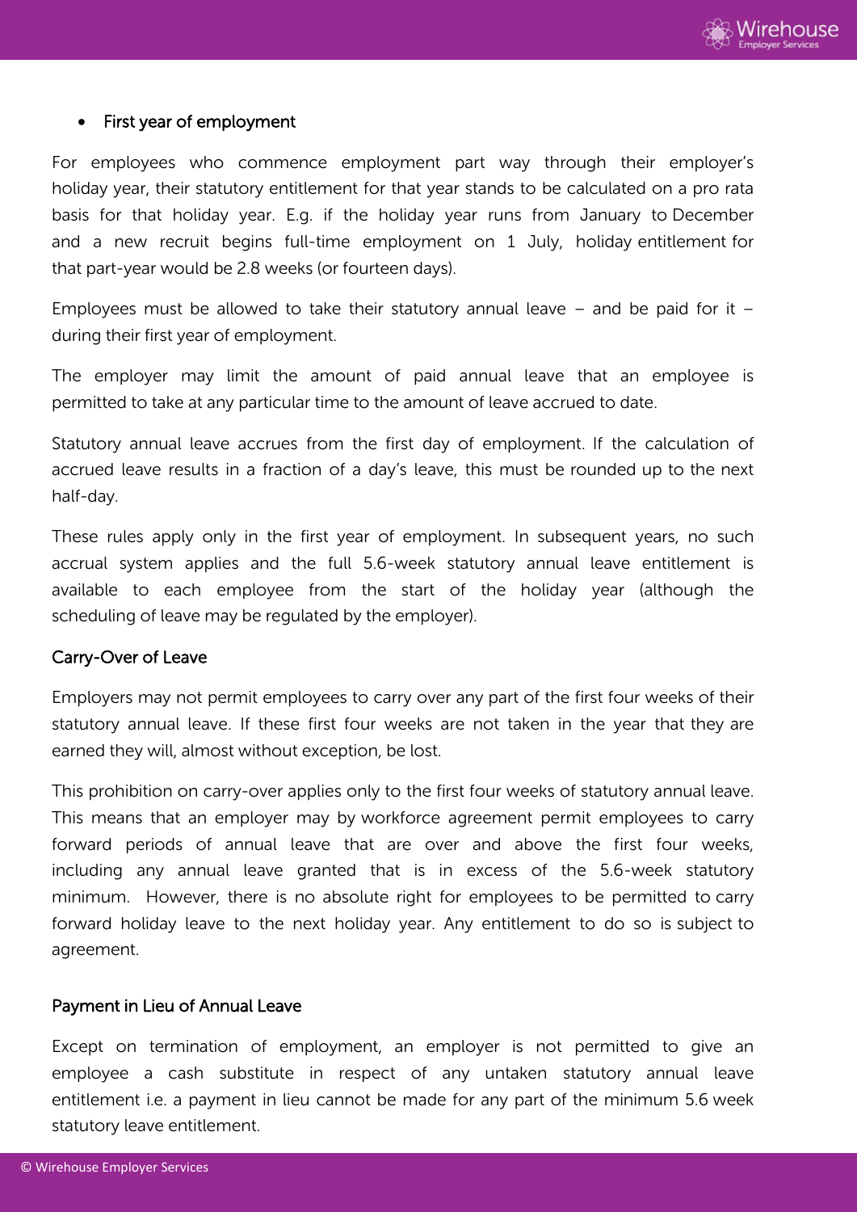- First year of employment

For employees who commence employment part way through their employer's holiday year, their statutory entitlement for that year stands to be calculated on a pro rata basis for that holiday year. E.g. if the holiday year runs from January to December and a new recruit begins full-time employment on 1 July, holiday entitlement for that part-year would be 2.8 weeks (or fourteen days).

Employees must be allowed to take their statutory annual leave – and be paid for it – during their first year of employment.

The employer may limit the amount of paid annual leave that an employee is permitted to take at any particular time to the amount of leave accrued to date.

Statutory annual leave accrues from the first day of employment. If the calculation of accrued leave results in a fraction of a day's leave, this must be rounded up to the next half-day.

These rules apply only in the first year of employment. In subsequent years, no such accrual system applies and the full 5.6-week statutory annual leave entitlement is available to each employee from the start of the holiday year (although the scheduling of leave may be regulated by the employer).

## Carry-Over of Leave

Employers may not permit employees to carry over any part of the first four weeks of their statutory annual leave. If these first four weeks are not taken in the year that they are earned they will, almost without exception, be lost.

This prohibition on carry-over applies only to the first four weeks of statutory annual leave. This means that an employer may by workforce agreement permit employees to carry forward periods of annual leave that are over and above the first four weeks, including any annual leave granted that is in excess of the 5.6-week statutory minimum. However, there is no absolute right for employees to be permitted to carry forward holiday leave to the next holiday year. Any entitlement to do so is subject to agreement.

## Payment in Lieu of Annual Leave

Except on termination of employment, an employer is not permitted to give an employee a cash substitute in respect of any untaken statutory annual leave entitlement i.e. a payment in lieu cannot be made for any part of the minimum 5.6 week statutory leave entitlement.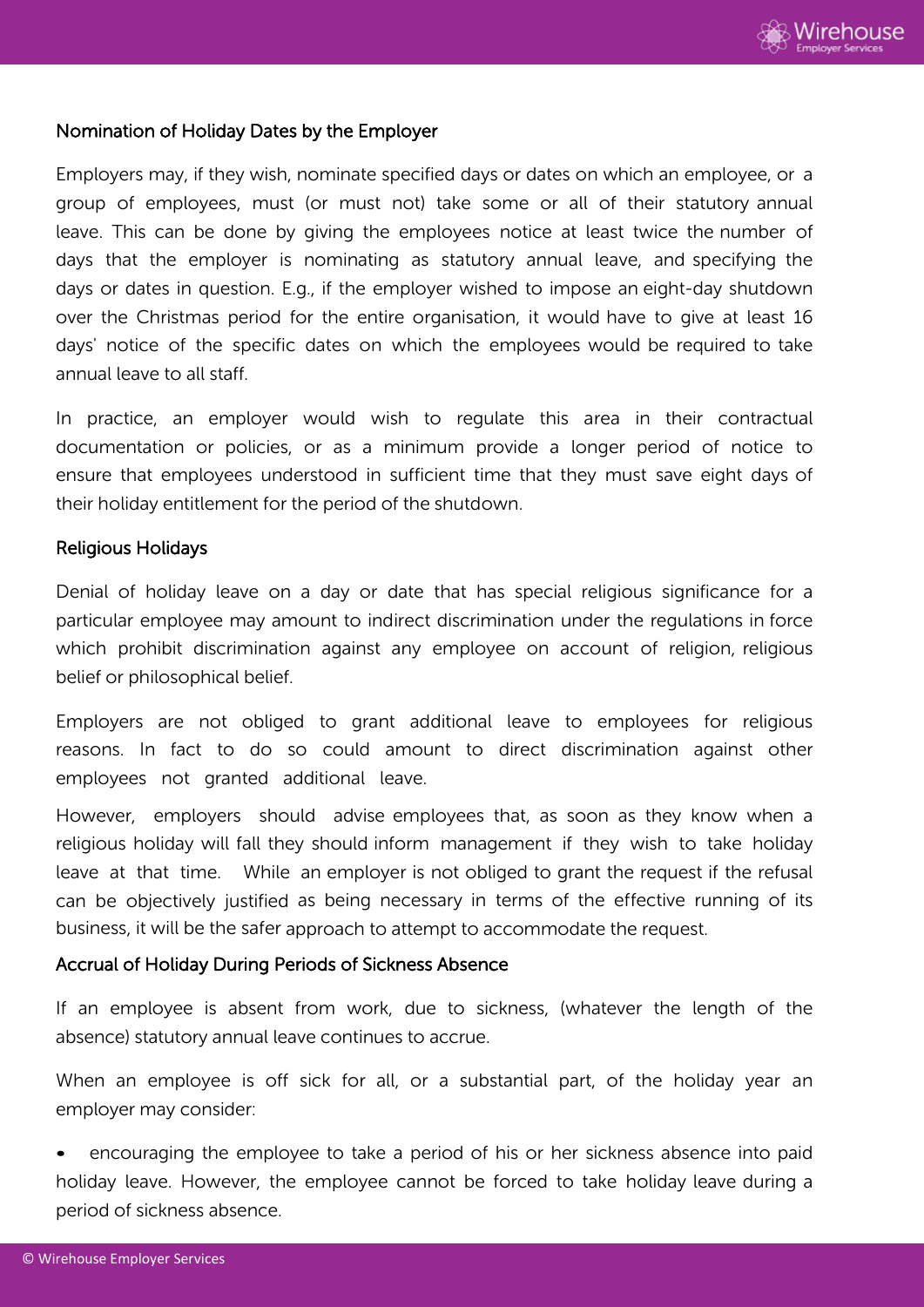### Nomination of Holiday Dates by the Employer

Employers may, if they wish, nominate specified days or dates on which an employee, or a group of employees, must (or must not) take some or all of their statutory annual leave. This can be done by giving the employees notice at least twice the number of days that the employer is nominating as statutory annual leave, and specifying the days or dates in question. E.g., if the employer wished to impose an eight-day shutdown over the Christmas period for the entire organisation, it would have to give at least 16 days' notice of the specific dates on which the employees would be required to take annual leave to all staff.

In practice, an employer would wish to regulate this area in their contractual documentation or policies, or as a minimum provide a longer period of notice to ensure that employees understood in sufficient time that they must save eight days of their holiday entitlement for the period of the shutdown.

### Religious Holidays

Denial of holiday leave on a day or date that has special religious significance for a particular employee may amount to indirect discrimination under the regulations in force which prohibit discrimination against any employee on account of religion, religious belief or philosophical belief.

Employers are not obliged to grant additional leave to employees for religious reasons. In fact to do so could amount to direct discrimination against other employees not granted additional leave.

However, employers should advise employees that, as soon as they know when a religious holiday will fall they should inform management if they wish to take holiday leave at that time. While an employer is not obliged to grant the request if the refusal can be objectively justified as being necessary in terms of the effective running of its business, it will be the safer approach to attempt to accommodate the request.

### Accrual of Holiday During Periods of Sickness Absence

If an employee is absent from work, due to sickness, (whatever the length of the absence) statutory annual leave continues to accrue.

When an employee is off sick for all, or a substantial part, of the holiday year an employer may consider:

- encouraging the employee to take a period of his or her sickness absence into paid holiday leave. However, the employee cannot be forced to take holiday leave during a period of sickness absence.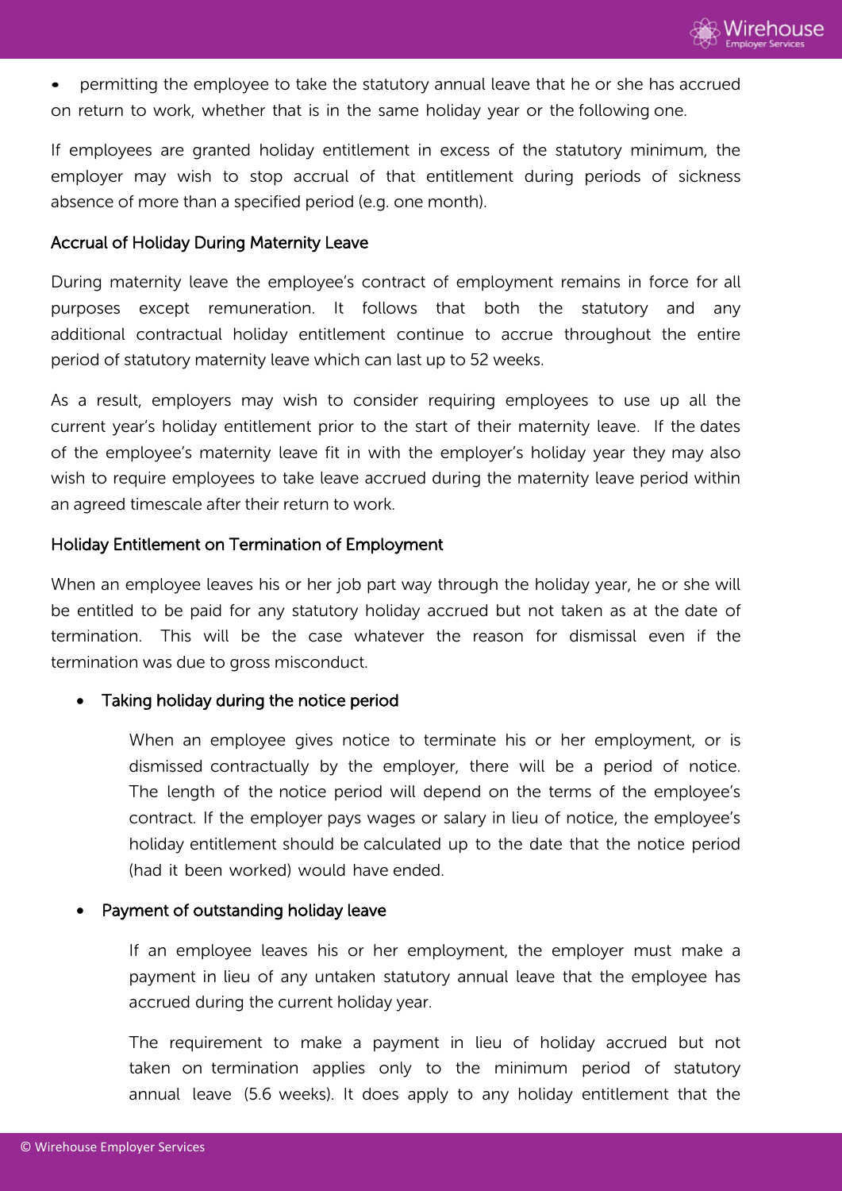- permitting the employee to take the statutory annual leave that he or she has accrued on return to work, whether that is in the same holiday year or the following one.

If employees are granted holiday entitlement in excess of the statutory minimum, the employer may wish to stop accrual of that entitlement during periods of sickness absence of more than a specified period (e.g. one month).

### Accrual of Holiday During Maternity Leave

During maternity leave the employee's contract of employment remains in force for all purposes except remuneration. It follows that both the statutory and any additional contractual holiday entitlement continue to accrue throughout the entire period of statutory maternity leave which can last up to 52 weeks.

As a result, employers may wish to consider requiring employees to use up all the current year's holiday entitlement prior to the start of their maternity leave. If the dates of the employee's maternity leave fit in with the employer's holiday year they may also wish to require employees to take leave accrued during the maternity leave period within an agreed timescale after their return to work.

### Holiday Entitlement on Termination of Employment

When an employee leaves his or her job part way through the holiday year, he or she will be entitled to be paid for any statutory holiday accrued but not taken as at the date of termination. This will be the case whatever the reason for dismissal even if the termination was due to gross misconduct.

- Taking holiday during the notice period

  When an employee gives notice to terminate his or her employment, or is dismissed contractually by the employer, there will be a period of notice. The length of the notice period will depend on the terms of the employee's contract. If the employer pays wages or salary in lieu of notice, the employee's holiday entitlement should be calculated up to the date that the notice period (had it been worked) would have ended.

- Payment of outstanding holiday leave

  If an employee leaves his or her employment, the employer must make a payment in lieu of any untaken statutory annual leave that the employee has accrued during the current holiday year.

  The requirement to make a payment in lieu of holiday accrued but not taken on termination applies only to the minimum period of statutory annual leave (5.6 weeks). It does apply to any holiday entitlement that the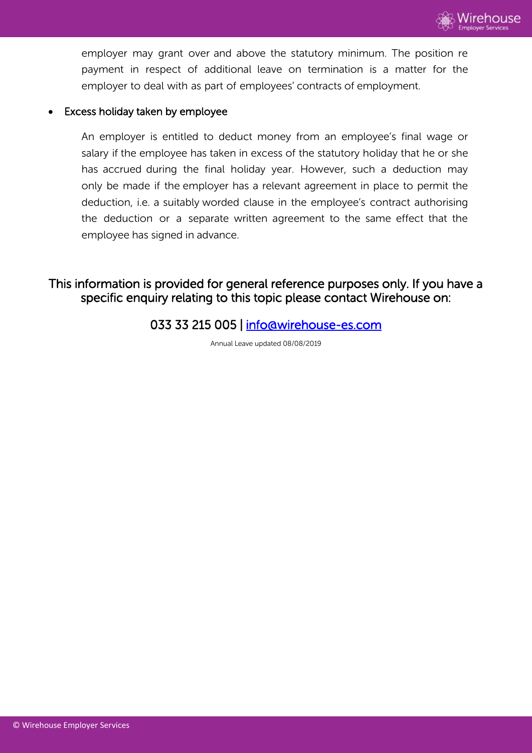employer may grant over and above the statutory minimum. The position re payment in respect of additional leave on termination is a matter for the employer to deal with as part of employees' contracts of employment.

- Excess holiday taken by employee

  An employer is entitled to deduct money from an employee's final wage or salary if the employee has taken in excess of the statutory holiday that he or she has accrued during the final holiday year. However, such a deduction may only be made if the employer has a relevant agreement in place to permit the deduction, i.e. a suitably worded clause in the employee's contract authorising the deduction or a separate written agreement to the same effect that the employee has signed in advance.

This information is provided for general reference purposes only. If you have a specific enquiry relating to this topic please contact Wirehouse on:

033 33 215 005 | info@wirehouse-es.com

Annual Leave updated 08/08/2019